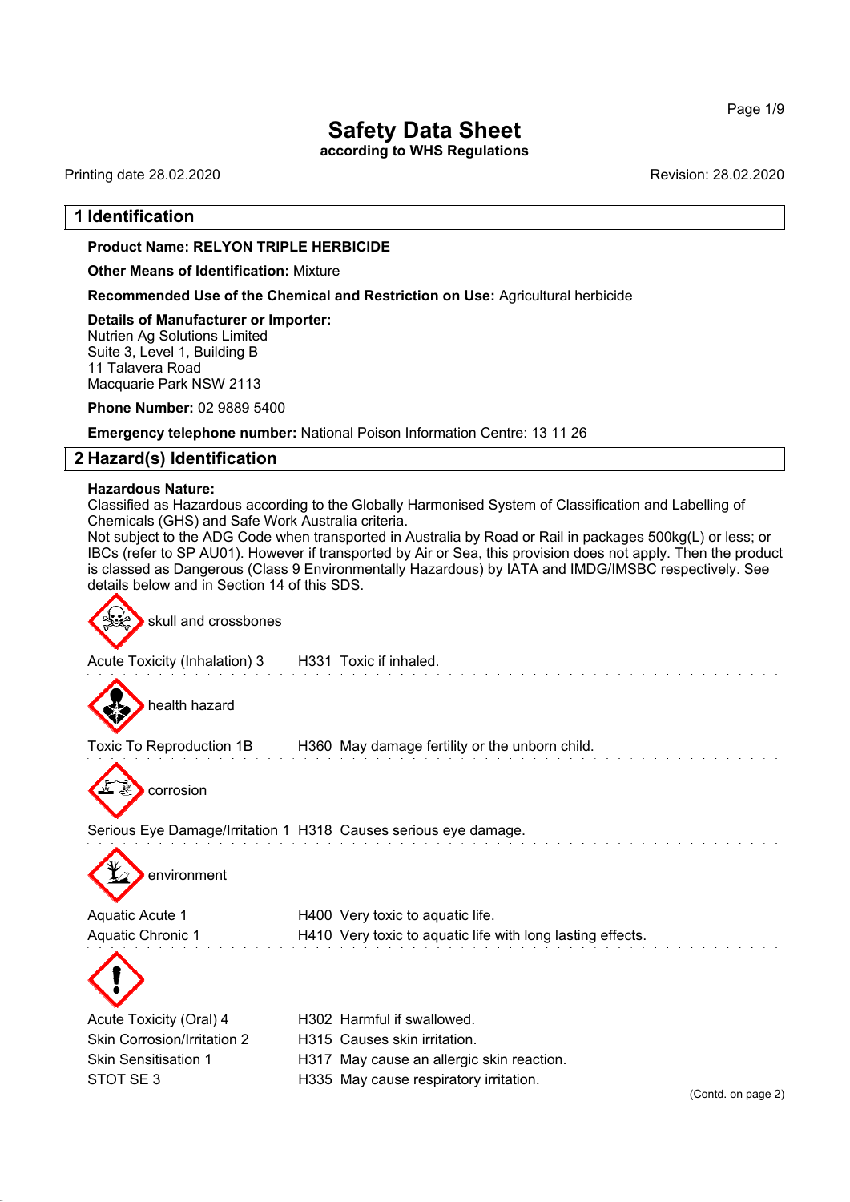# Safety Data Sheet

**according to WHS Regulations**

Printing date 28.02.2020 Revision: 28.02.2020

## 1 Identification

**Product Name: RELYON TRIPLE HERBICIDE**

**Other Means of Identification:** Mixture

**Recommended Use of the Chemical and Restriction on Use:** Agricultural herbicide

**Details of Manufacturer or Importer:**
Nutrien Ag Solutions Limited
Suite 3, Level 1, Building B
11 Talavera Road
Macquarie Park NSW 2113

**Phone Number:** 02 9889 5400

**Emergency telephone number:** National Poison Information Centre: 13 11 26

## 2 Hazard(s) Identification

**Hazardous Nature:**
Classified as Hazardous according to the Globally Harmonised System of Classification and Labelling of Chemicals (GHS) and Safe Work Australia criteria.
Not subject to the ADG Code when transported in Australia by Road or Rail in packages 500kg(L) or less; or IBCs (refer to SP AU01). However if transported by Air or Sea, this provision does not apply. Then the product is classed as Dangerous (Class 9 Environmentally Hazardous) by IATA and IMDG/IMSBC respectively. See details below and in Section 14 of this SDS.

skull and crossbones

| | |
|---|---|
| Acute Toxicity (Inhalation) 3 | H331 Toxic if inhaled. |

health hazard

| | |
|---|---|
| Toxic To Reproduction 1B | H360 May damage fertility or the unborn child. |

corrosion

| | |
|---|---|
| Serious Eye Damage/Irritation 1 | H318 Causes serious eye damage. |

environment

| | |
|---|---|
| Aquatic Acute 1 | H400 Very toxic to aquatic life. |
| Aquatic Chronic 1 | H410 Very toxic to aquatic life with long lasting effects. |

| | |
|---|---|
| Acute Toxicity (Oral) 4 | H302 Harmful if swallowed. |
| Skin Corrosion/Irritation 2 | H315 Causes skin irritation. |
| Skin Sensitisation 1 | H317 May cause an allergic skin reaction. |
| STOT SE 3 | H335 May cause respiratory irritation. |

(Contd. on page 2)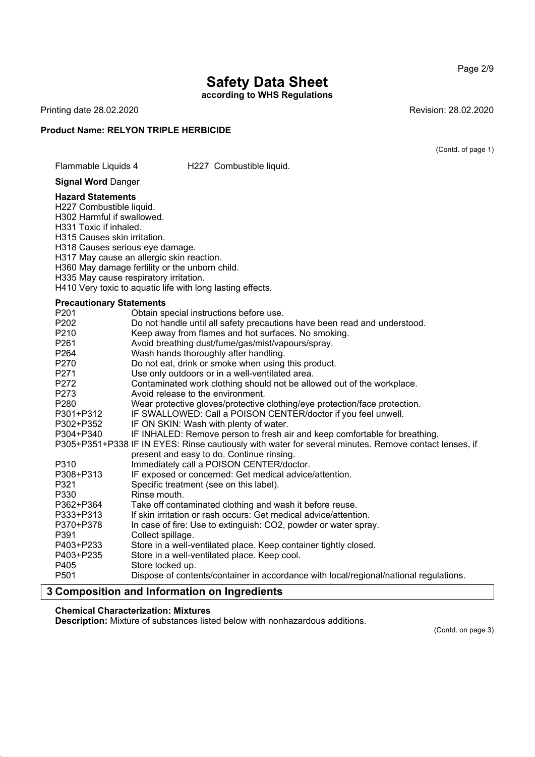(Contd. of page 1)

Flammable Liquids 4 H227 Combustible liquid.

**Signal Word** Danger

**Hazard Statements**

H227 Combustible liquid.
H302 Harmful if swallowed.
H331 Toxic if inhaled.
H315 Causes skin irritation.
H318 Causes serious eye damage.
H317 May cause an allergic skin reaction.
H360 May damage fertility or the unborn child.
H335 May cause respiratory irritation.
H410 Very toxic to aquatic life with long lasting effects.

**Precautionary Statements**

| | |
|---|---|
| P201 | Obtain special instructions before use. |
| P202 | Do not handle until all safety precautions have been read and understood. |
| P210 | Keep away from flames and hot surfaces. No smoking. |
| P261 | Avoid breathing dust/fume/gas/mist/vapours/spray. |
| P264 | Wash hands thoroughly after handling. |
| P270 | Do not eat, drink or smoke when using this product. |
| P271 | Use only outdoors or in a well-ventilated area. |
| P272 | Contaminated work clothing should not be allowed out of the workplace. |
| P273 | Avoid release to the environment. |
| P280 | Wear protective gloves/protective clothing/eye protection/face protection. |
| P301+P312 | IF SWALLOWED: Call a POISON CENTER/doctor if you feel unwell. |
| P302+P352 | IF ON SKIN: Wash with plenty of water. |
| P304+P340 | IF INHALED: Remove person to fresh air and keep comfortable for breathing. |
| P305+P351+P338 | IF IN EYES: Rinse cautiously with water for several minutes. Remove contact lenses, if present and easy to do. Continue rinsing. |
| P310 | Immediately call a POISON CENTER/doctor. |
| P308+P313 | IF exposed or concerned: Get medical advice/attention. |
| P321 | Specific treatment (see on this label). |
| P330 | Rinse mouth. |
| P362+P364 | Take off contaminated clothing and wash it before reuse. |
| P333+P313 | If skin irritation or rash occurs: Get medical advice/attention. |
| P370+P378 | In case of fire: Use to extinguish: CO2, powder or water spray. |
| P391 | Collect spillage. |
| P403+P233 | Store in a well-ventilated place. Keep container tightly closed. |
| P403+P235 | Store in a well-ventilated place. Keep cool. |
| P405 | Store locked up. |
| P501 | Dispose of contents/container in accordance with local/regional/national regulations. |

## 3 Composition and Information on Ingredients

**Chemical Characterization: Mixtures**

**Description:** Mixture of substances listed below with nonhazardous additions.

(Contd. on page 3)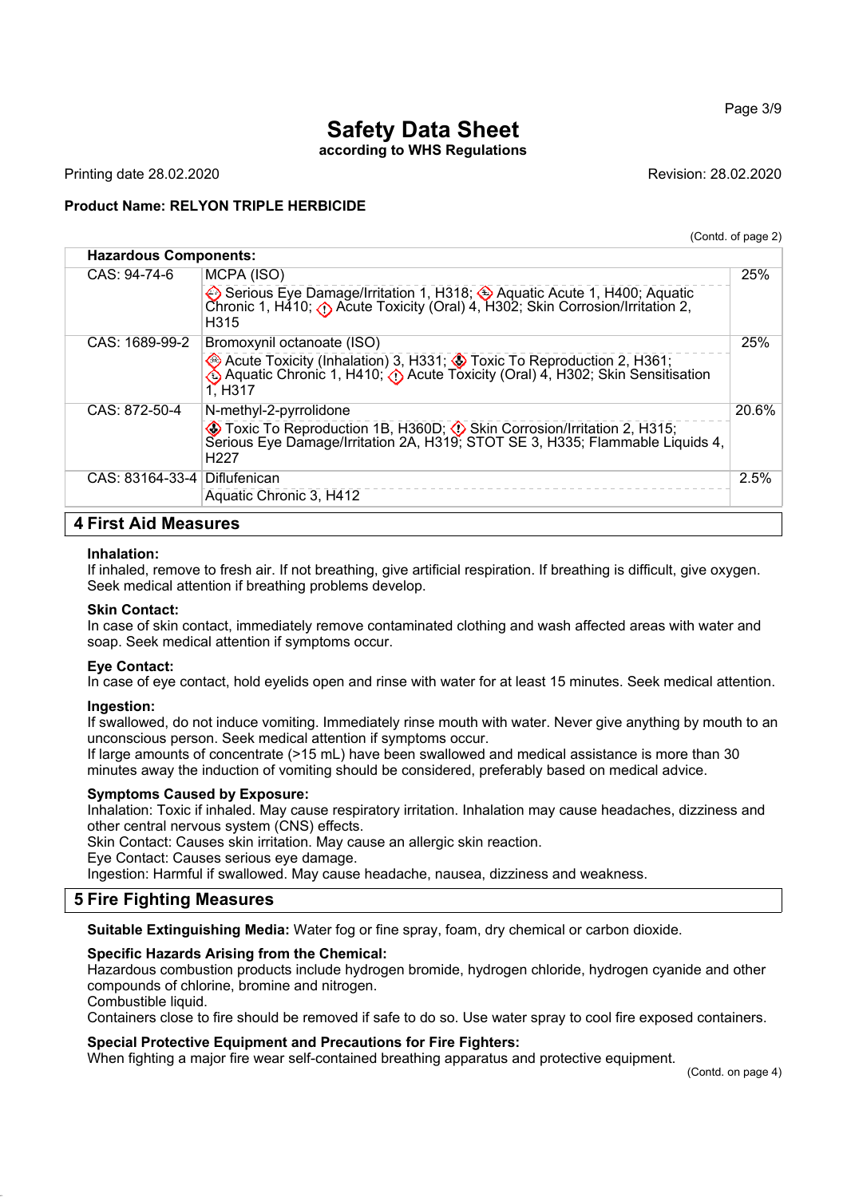(Contd. of page 2)

| Hazardous Components: | | |
|---|---|---|
| CAS: 94-74-6 | MCPA (ISO)<br>Serious Eye Damage/Irritation 1, H318; Aquatic Acute 1, H400; Aquatic Chronic 1, H410; Acute Toxicity (Oral) 4, H302; Skin Corrosion/Irritation 2, H315 | 25% |
| CAS: 1689-99-2 | Bromoxynil octanoate (ISO)<br>Acute Toxicity (Inhalation) 3, H331; Toxic To Reproduction 2, H361; Aquatic Chronic 1, H410; Acute Toxicity (Oral) 4, H302; Skin Sensitisation 1, H317 | 25% |
| CAS: 872-50-4 | N-methyl-2-pyrrolidone<br>Toxic To Reproduction 1B, H360D; Skin Corrosion/Irritation 2, H315; Serious Eye Damage/Irritation 2A, H319; STOT SE 3, H335; Flammable Liquids 4, H227 | 20.6% |
| CAS: 83164-33-4 | Diflufenican<br>Aquatic Chronic 3, H412 | 2.5% |

## 4 First Aid Measures

**Inhalation:**
If inhaled, remove to fresh air. If not breathing, give artificial respiration. If breathing is difficult, give oxygen. Seek medical attention if breathing problems develop.

**Skin Contact:**
In case of skin contact, immediately remove contaminated clothing and wash affected areas with water and soap. Seek medical attention if symptoms occur.

**Eye Contact:**
In case of eye contact, hold eyelids open and rinse with water for at least 15 minutes. Seek medical attention.

**Ingestion:**
If swallowed, do not induce vomiting. Immediately rinse mouth with water. Never give anything by mouth to an unconscious person. Seek medical attention if symptoms occur.
If large amounts of concentrate (>15 mL) have been swallowed and medical assistance is more than 30 minutes away the induction of vomiting should be considered, preferably based on medical advice.

**Symptoms Caused by Exposure:**
Inhalation: Toxic if inhaled. May cause respiratory irritation. Inhalation may cause headaches, dizziness and other central nervous system (CNS) effects.
Skin Contact: Causes skin irritation. May cause an allergic skin reaction.
Eye Contact: Causes serious eye damage.
Ingestion: Harmful if swallowed. May cause headache, nausea, dizziness and weakness.

## 5 Fire Fighting Measures

**Suitable Extinguishing Media:** Water fog or fine spray, foam, dry chemical or carbon dioxide.

**Specific Hazards Arising from the Chemical:**
Hazardous combustion products include hydrogen bromide, hydrogen chloride, hydrogen cyanide and other compounds of chlorine, bromine and nitrogen.
Combustible liquid.
Containers close to fire should be removed if safe to do so. Use water spray to cool fire exposed containers.

**Special Protective Equipment and Precautions for Fire Fighters:**
When fighting a major fire wear self-contained breathing apparatus and protective equipment.

(Contd. on page 4)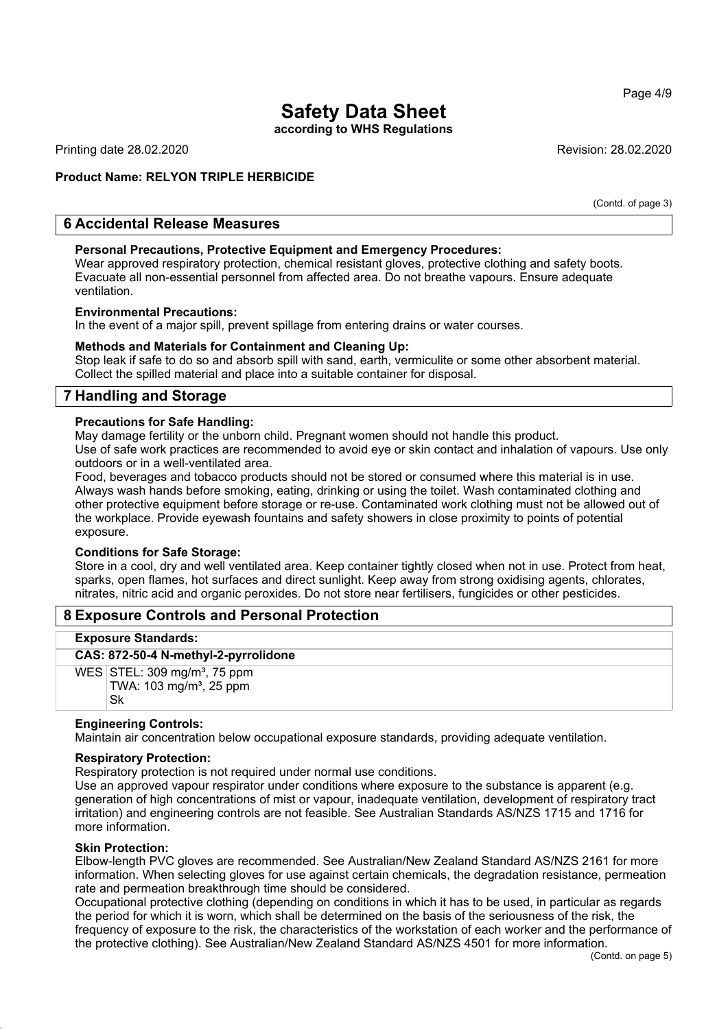(Contd. of page 3)

## 6 Accidental Release Measures

**Personal Precautions, Protective Equipment and Emergency Procedures:**
Wear approved respiratory protection, chemical resistant gloves, protective clothing and safety boots. Evacuate all non-essential personnel from affected area. Do not breathe vapours. Ensure adequate ventilation.

**Environmental Precautions:**
In the event of a major spill, prevent spillage from entering drains or water courses.

**Methods and Materials for Containment and Cleaning Up:**
Stop leak if safe to do so and absorb spill with sand, earth, vermiculite or some other absorbent material. Collect the spilled material and place into a suitable container for disposal.

## 7 Handling and Storage

**Precautions for Safe Handling:**
May damage fertility or the unborn child. Pregnant women should not handle this product.
Use of safe work practices are recommended to avoid eye or skin contact and inhalation of vapours. Use only outdoors or in a well-ventilated area.
Food, beverages and tobacco products should not be stored or consumed where this material is in use. Always wash hands before smoking, eating, drinking or using the toilet. Wash contaminated clothing and other protective equipment before storage or re-use. Contaminated work clothing must not be allowed out of the workplace. Provide eyewash fountains and safety showers in close proximity to points of potential exposure.

**Conditions for Safe Storage:**
Store in a cool, dry and well ventilated area. Keep container tightly closed when not in use. Protect from heat, sparks, open flames, hot surfaces and direct sunlight. Keep away from strong oxidising agents, chlorates, nitrates, nitric acid and organic peroxides. Do not store near fertilisers, fungicides or other pesticides.

## 8 Exposure Controls and Personal Protection

**Exposure Standards:**

| **CAS: 872-50-4 N-methyl-2-pyrrolidone** | |
|---|---|
| WES | STEL: 309 mg/m³, 75 ppm<br>TWA: 103 mg/m³, 25 ppm<br>Sk |

**Engineering Controls:**
Maintain air concentration below occupational exposure standards, providing adequate ventilation.

**Respiratory Protection:**
Respiratory protection is not required under normal use conditions.
Use an approved vapour respirator under conditions where exposure to the substance is apparent (e.g. generation of high concentrations of mist or vapour, inadequate ventilation, development of respiratory tract irritation) and engineering controls are not feasible. See Australian Standards AS/NZS 1715 and 1716 for more information.

**Skin Protection:**
Elbow-length PVC gloves are recommended. See Australian/New Zealand Standard AS/NZS 2161 for more information. When selecting gloves for use against certain chemicals, the degradation resistance, permeation rate and permeation breakthrough time should be considered.
Occupational protective clothing (depending on conditions in which it has to be used, in particular as regards the period for which it is worn, which shall be determined on the basis of the seriousness of the risk, the frequency of exposure to the risk, the characteristics of the workstation of each worker and the performance of the protective clothing). See Australian/New Zealand Standard AS/NZS 4501 for more information.

(Contd. on page 5)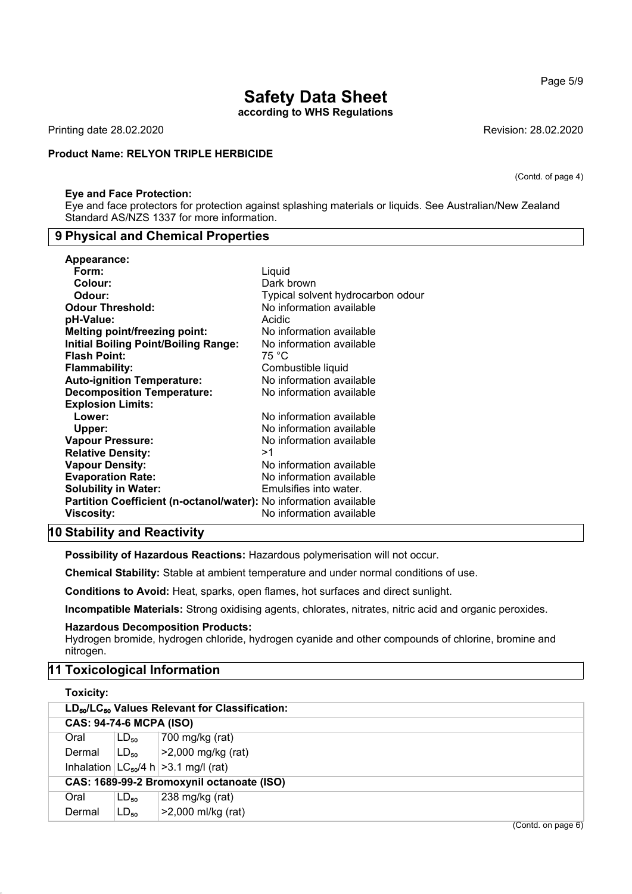(Contd. of page 4)

**Eye and Face Protection:**
Eye and face protectors for protection against splashing materials or liquids. See Australian/New Zealand Standard AS/NZS 1337 for more information.

## 9 Physical and Chemical Properties

**Appearance:**
- **Form:** Liquid
- **Colour:** Dark brown
- **Odour:** Typical solvent hydrocarbon odour

**Odour Threshold:** No information available
**pH-Value:** Acidic
**Melting point/freezing point:** No information available
**Initial Boiling Point/Boiling Range:** No information available
**Flash Point:** 75 °C
**Flammability:** Combustible liquid
**Auto-ignition Temperature:** No information available
**Decomposition Temperature:** No information available
**Explosion Limits:**
- **Lower:** No information available
- **Upper:** No information available

**Vapour Pressure:** No information available
**Relative Density:** >1
**Vapour Density:** No information available
**Evaporation Rate:** No information available
**Solubility in Water:** Emulsifies into water.
**Partition Coefficient (n-octanol/water):** No information available
**Viscosity:** No information available

## 10 Stability and Reactivity

**Possibility of Hazardous Reactions:** Hazardous polymerisation will not occur.

**Chemical Stability:** Stable at ambient temperature and under normal conditions of use.

**Conditions to Avoid:** Heat, sparks, open flames, hot surfaces and direct sunlight.

**Incompatible Materials:** Strong oxidising agents, chlorates, nitrates, nitric acid and organic peroxides.

**Hazardous Decomposition Products:**
Hydrogen bromide, hydrogen chloride, hydrogen cyanide and other compounds of chlorine, bromine and nitrogen.

## 11 Toxicological Information

**Toxicity:**

| $LD_{50}/LC_{50}$ Values Relevant for Classification: | | |
|---|---|---|
| **CAS: 94-74-6 MCPA (ISO)** | | |
| Oral | $LD_{50}$ | 700 mg/kg (rat) |
| Dermal | $LD_{50}$ | >2,000 mg/kg (rat) |
| Inhalation | $LC_{50}$/4 h | >3.1 mg/l (rat) |
| **CAS: 1689-99-2 Bromoxynil octanoate (ISO)** | | |
| Oral | $LD_{50}$ | 238 mg/kg (rat) |
| Dermal | $LD_{50}$ | >2,000 ml/kg (rat) |

(Contd. on page 6)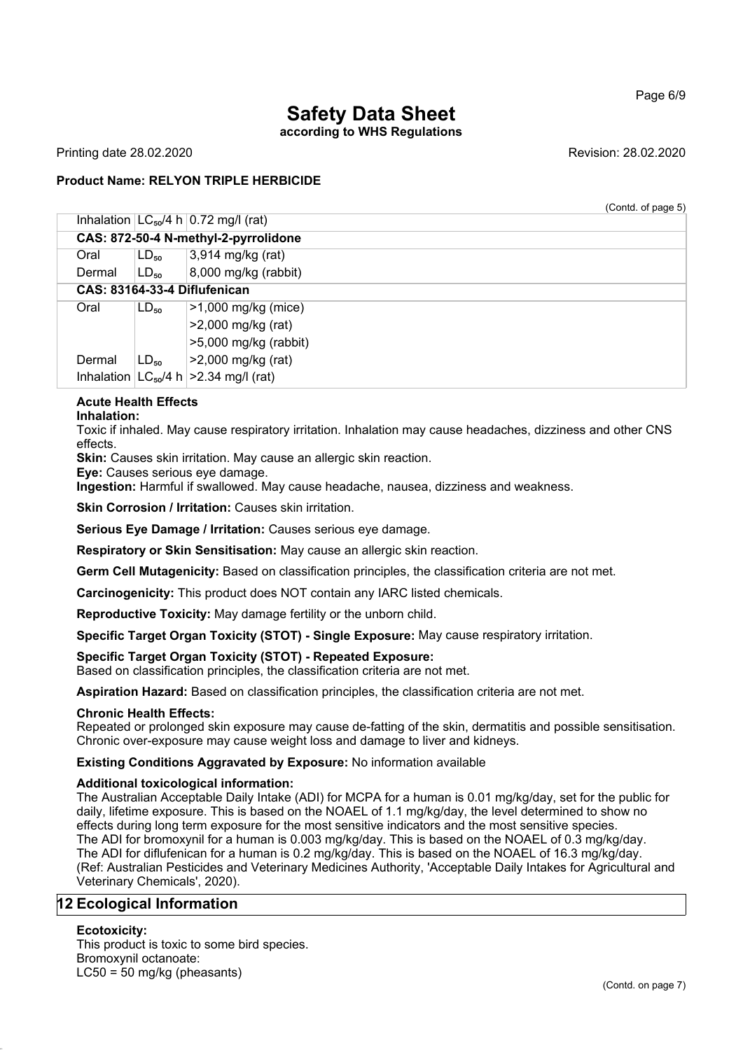# Safety Data Sheet

**according to WHS Regulations**

Printing date 28.02.2020 Revision: 28.02.2020

**Product Name: RELYON TRIPLE HERBICIDE**

(Contd. of page 5)

| | | |
|---|---|---|
| Inhalation | $LC_{50}$/4 h | 0.72 mg/l (rat) |
| **CAS: 872-50-4 N-methyl-2-pyrrolidone** | | |
| Oral | $LD_{50}$ | 3,914 mg/kg (rat) |
| Dermal | $LD_{50}$ | 8,000 mg/kg (rabbit) |
| **CAS: 83164-33-4 Diflufenican** | | |
| Oral | $LD_{50}$ | >1,000 mg/kg (mice) |
| | | >2,000 mg/kg (rat) |
| | | >5,000 mg/kg (rabbit) |
| Dermal | $LD_{50}$ | >2,000 mg/kg (rat) |
| Inhalation | $LC_{50}$/4 h | >2.34 mg/l (rat) |

**Acute Health Effects**

**Inhalation:**

Toxic if inhaled. May cause respiratory irritation. Inhalation may cause headaches, dizziness and other CNS effects.

**Skin:** Causes skin irritation. May cause an allergic skin reaction.

**Eye:** Causes serious eye damage.

**Ingestion:** Harmful if swallowed. May cause headache, nausea, dizziness and weakness.

**Skin Corrosion / Irritation:** Causes skin irritation.

**Serious Eye Damage / Irritation:** Causes serious eye damage.

**Respiratory or Skin Sensitisation:** May cause an allergic skin reaction.

**Germ Cell Mutagenicity:** Based on classification principles, the classification criteria are not met.

**Carcinogenicity:** This product does NOT contain any IARC listed chemicals.

**Reproductive Toxicity:** May damage fertility or the unborn child.

**Specific Target Organ Toxicity (STOT) - Single Exposure:** May cause respiratory irritation.

**Specific Target Organ Toxicity (STOT) - Repeated Exposure:**
Based on classification principles, the classification criteria are not met.

**Aspiration Hazard:** Based on classification principles, the classification criteria are not met.

**Chronic Health Effects:**
Repeated or prolonged skin exposure may cause de-fatting of the skin, dermatitis and possible sensitisation. Chronic over-exposure may cause weight loss and damage to liver and kidneys.

**Existing Conditions Aggravated by Exposure:** No information available

**Additional toxicological information:**
The Australian Acceptable Daily Intake (ADI) for MCPA for a human is 0.01 mg/kg/day, set for the public for daily, lifetime exposure. This is based on the NOAEL of 1.1 mg/kg/day, the level determined to show no effects during long term exposure for the most sensitive indicators and the most sensitive species.
The ADI for bromoxynil for a human is 0.003 mg/kg/day. This is based on the NOAEL of 0.3 mg/kg/day.
The ADI for diflufenican for a human is 0.2 mg/kg/day. This is based on the NOAEL of 16.3 mg/kg/day.
(Ref: Australian Pesticides and Veterinary Medicines Authority, 'Acceptable Daily Intakes for Agricultural and Veterinary Chemicals', 2020).

## 12 Ecological Information

**Ecotoxicity:**
This product is toxic to some bird species.
Bromoxynil octanoate:
LC50 = 50 mg/kg (pheasants)

(Contd. on page 7)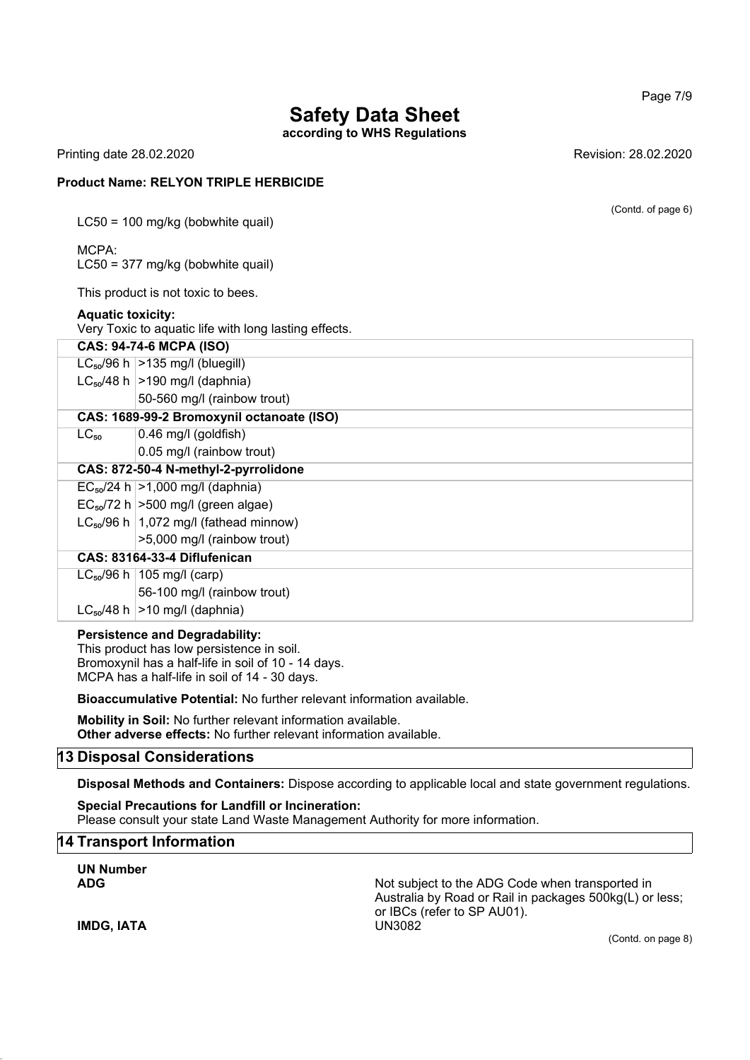(Contd. of page 6)

LC50 = 100 mg/kg (bobwhite quail)

MCPA:
LC50 = 377 mg/kg (bobwhite quail)

This product is not toxic to bees.

**Aquatic toxicity:**
Very Toxic to aquatic life with long lasting effects.

| **CAS: 94-74-6 MCPA (ISO)** | |
|---|---|
| $LC_{50}$/96 h | >135 mg/l (bluegill) |
| $LC_{50}$/48 h | >190 mg/l (daphnia) |
| | 50-560 mg/l (rainbow trout) |
| **CAS: 1689-99-2 Bromoxynil octanoate (ISO)** | |
| $LC_{50}$ | 0.46 mg/l (goldfish) |
| | 0.05 mg/l (rainbow trout) |
| **CAS: 872-50-4 N-methyl-2-pyrrolidone** | |
| $EC_{50}$/24 h | >1,000 mg/l (daphnia) |
| $EC_{50}$/72 h | >500 mg/l (green algae) |
| $LC_{50}$/96 h | 1,072 mg/l (fathead minnow) |
| | >5,000 mg/l (rainbow trout) |
| **CAS: 83164-33-4 Diflufenican** | |
| $LC_{50}$/96 h | 105 mg/l (carp) |
| | 56-100 mg/l (rainbow trout) |
| $LC_{50}$/48 h | >10 mg/l (daphnia) |

**Persistence and Degradability:**
This product has low persistence in soil.
Bromoxynil has a half-life in soil of 10 - 14 days.
MCPA has a half-life in soil of 14 - 30 days.

**Bioaccumulative Potential:** No further relevant information available.

**Mobility in Soil:** No further relevant information available.
**Other adverse effects:** No further relevant information available.

## 13 Disposal Considerations

**Disposal Methods and Containers:** Dispose according to applicable local and state government regulations.

**Special Precautions for Landfill or Incineration:**
Please consult your state Land Waste Management Authority for more information.

## 14 Transport Information

**UN Number**

| | |
|---|---|
| **ADG** | Not subject to the ADG Code when transported in Australia by Road or Rail in packages 500kg(L) or less; or IBCs (refer to SP AU01). |
| **IMDG, IATA** | UN3082 |

(Contd. on page 8)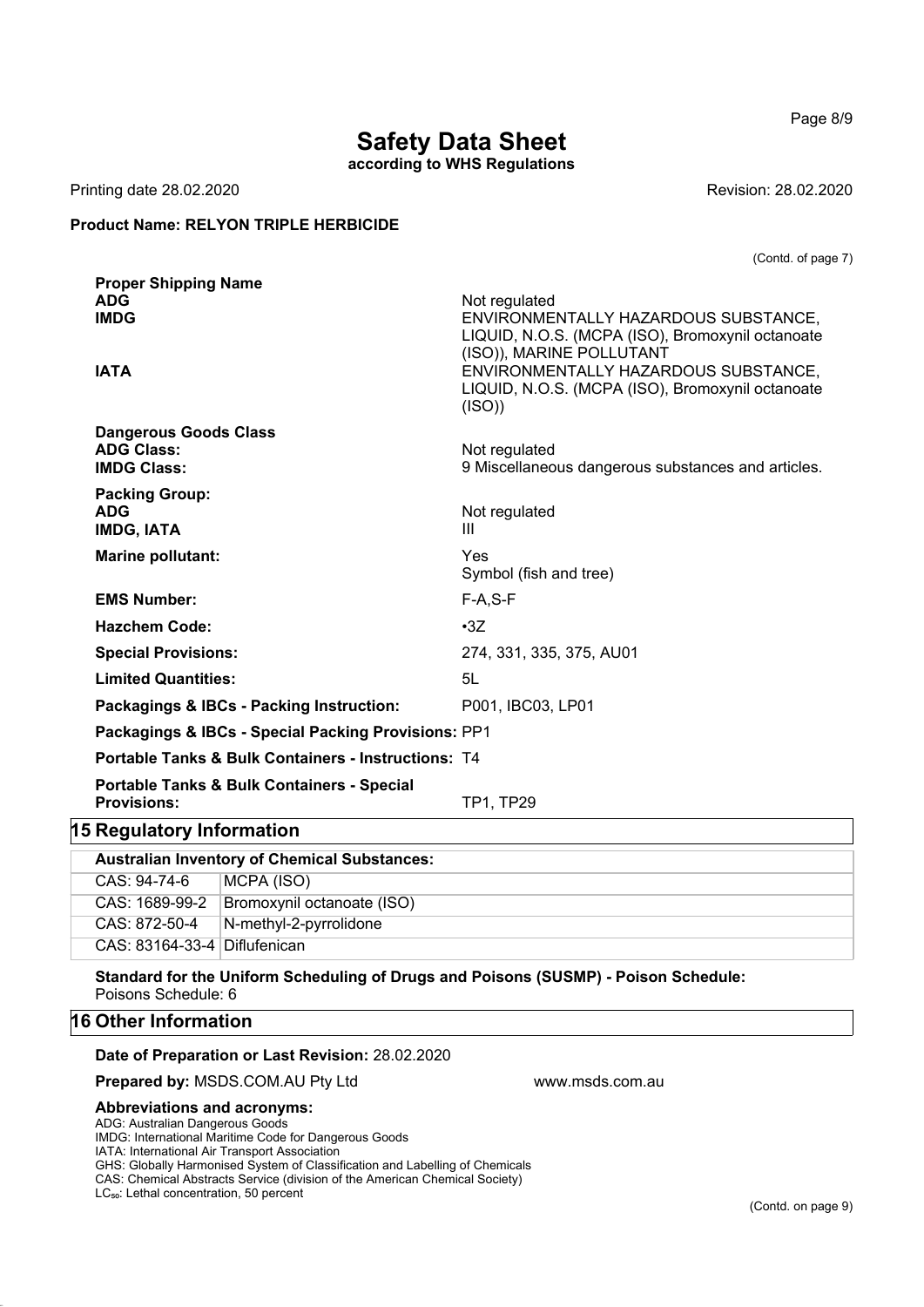(Contd. of page 7)

**Proper Shipping Name**

| | |
|---|---|
| **ADG** | Not regulated |
| **IMDG** | ENVIRONMENTALLY HAZARDOUS SUBSTANCE, LIQUID, N.O.S. (MCPA (ISO), Bromoxynil octanoate (ISO)), MARINE POLLUTANT |
| **IATA** | ENVIRONMENTALLY HAZARDOUS SUBSTANCE, LIQUID, N.O.S. (MCPA (ISO), Bromoxynil octanoate (ISO)) |

**Dangerous Goods Class**

| | |
|---|---|
| **ADG Class:** | Not regulated |
| **IMDG Class:** | 9 Miscellaneous dangerous substances and articles. |

**Packing Group:**

| | |
|---|---|
| **ADG** | Not regulated |
| **IMDG, IATA** | III |

| | |
|---|---|
| **Marine pollutant:** | Yes<br>Symbol (fish and tree) |
| **EMS Number:** | F-A,S-F |
| **Hazchem Code:** | •3Z |
| **Special Provisions:** | 274, 331, 335, 375, AU01 |
| **Limited Quantities:** | 5L |
| **Packagings & IBCs - Packing Instruction:** | P001, IBC03, LP01 |
| **Packagings & IBCs - Special Packing Provisions:** | PP1 |
| **Portable Tanks & Bulk Containers - Instructions:** | T4 |
| **Portable Tanks & Bulk Containers - Special Provisions:** | TP1, TP29 |

## 15 Regulatory Information

**Australian Inventory of Chemical Substances:**

| | |
|---|---|
| CAS: 94-74-6 | MCPA (ISO) |
| CAS: 1689-99-2 | Bromoxynil octanoate (ISO) |
| CAS: 872-50-4 | N-methyl-2-pyrrolidone |
| CAS: 83164-33-4 | Diflufenican |

**Standard for the Uniform Scheduling of Drugs and Poisons (SUSMP) - Poison Schedule:**
Poisons Schedule: 6

## 16 Other Information

**Date of Preparation or Last Revision:** 28.02.2020

**Prepared by:** MSDS.COM.AU Pty Ltd www.msds.com.au

**Abbreviations and acronyms:**
ADG: Australian Dangerous Goods
IMDG: International Maritime Code for Dangerous Goods
IATA: International Air Transport Association
GHS: Globally Harmonised System of Classification and Labelling of Chemicals
CAS: Chemical Abstracts Service (division of the American Chemical Society)
$LC_{50}$: Lethal concentration, 50 percent

(Contd. on page 9)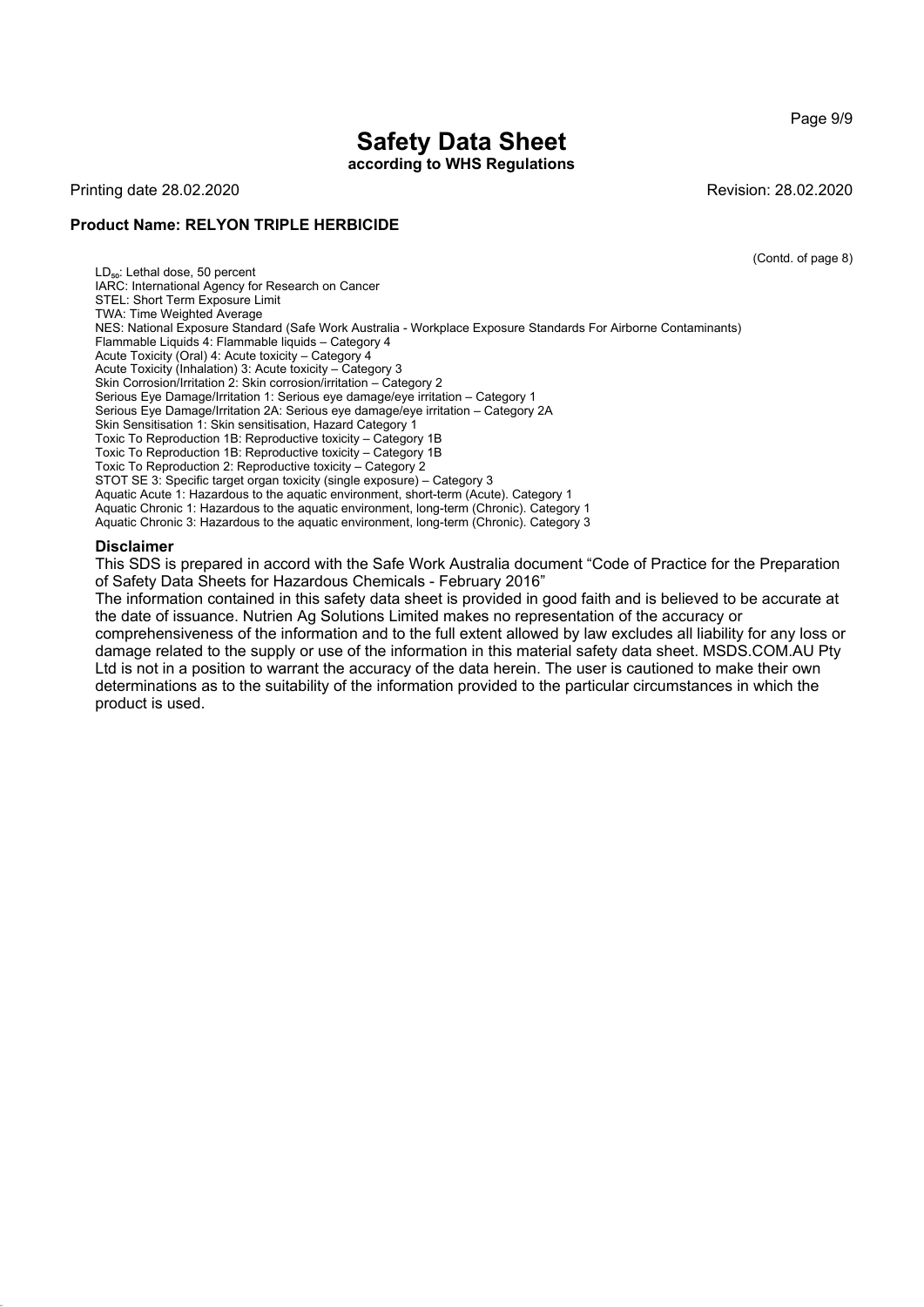# Safety Data Sheet

**according to WHS Regulations**

Printing date 28.02.2020 Revision: 28.02.2020

**Product Name: RELYON TRIPLE HERBICIDE**

(Contd. of page 8)

$LD_{50}$: Lethal dose, 50 percent
IARC: International Agency for Research on Cancer
STEL: Short Term Exposure Limit
TWA: Time Weighted Average
NES: National Exposure Standard (Safe Work Australia - Workplace Exposure Standards For Airborne Contaminants)
Flammable Liquids 4: Flammable liquids – Category 4
Acute Toxicity (Oral) 4: Acute toxicity – Category 4
Acute Toxicity (Inhalation) 3: Acute toxicity – Category 3
Skin Corrosion/Irritation 2: Skin corrosion/irritation – Category 2
Serious Eye Damage/Irritation 1: Serious eye damage/eye irritation – Category 1
Serious Eye Damage/Irritation 2A: Serious eye damage/eye irritation – Category 2A
Skin Sensitisation 1: Skin sensitisation, Hazard Category 1
Toxic To Reproduction 1B: Reproductive toxicity – Category 1B
Toxic To Reproduction 1B: Reproductive toxicity – Category 1B
Toxic To Reproduction 2: Reproductive toxicity – Category 2
STOT SE 3: Specific target organ toxicity (single exposure) – Category 3
Aquatic Acute 1: Hazardous to the aquatic environment, short-term (Acute). Category 1
Aquatic Chronic 1: Hazardous to the aquatic environment, long-term (Chronic). Category 1
Aquatic Chronic 3: Hazardous to the aquatic environment, long-term (Chronic). Category 3

**Disclaimer**

This SDS is prepared in accord with the Safe Work Australia document "Code of Practice for the Preparation of Safety Data Sheets for Hazardous Chemicals - February 2016"
The information contained in this safety data sheet is provided in good faith and is believed to be accurate at the date of issuance. Nutrien Ag Solutions Limited makes no representation of the accuracy or comprehensiveness of the information and to the full extent allowed by law excludes all liability for any loss or damage related to the supply or use of the information in this material safety data sheet. MSDS.COM.AU Pty Ltd is not in a position to warrant the accuracy of the data herein. The user is cautioned to make their own determinations as to the suitability of the information provided to the particular circumstances in which the product is used.